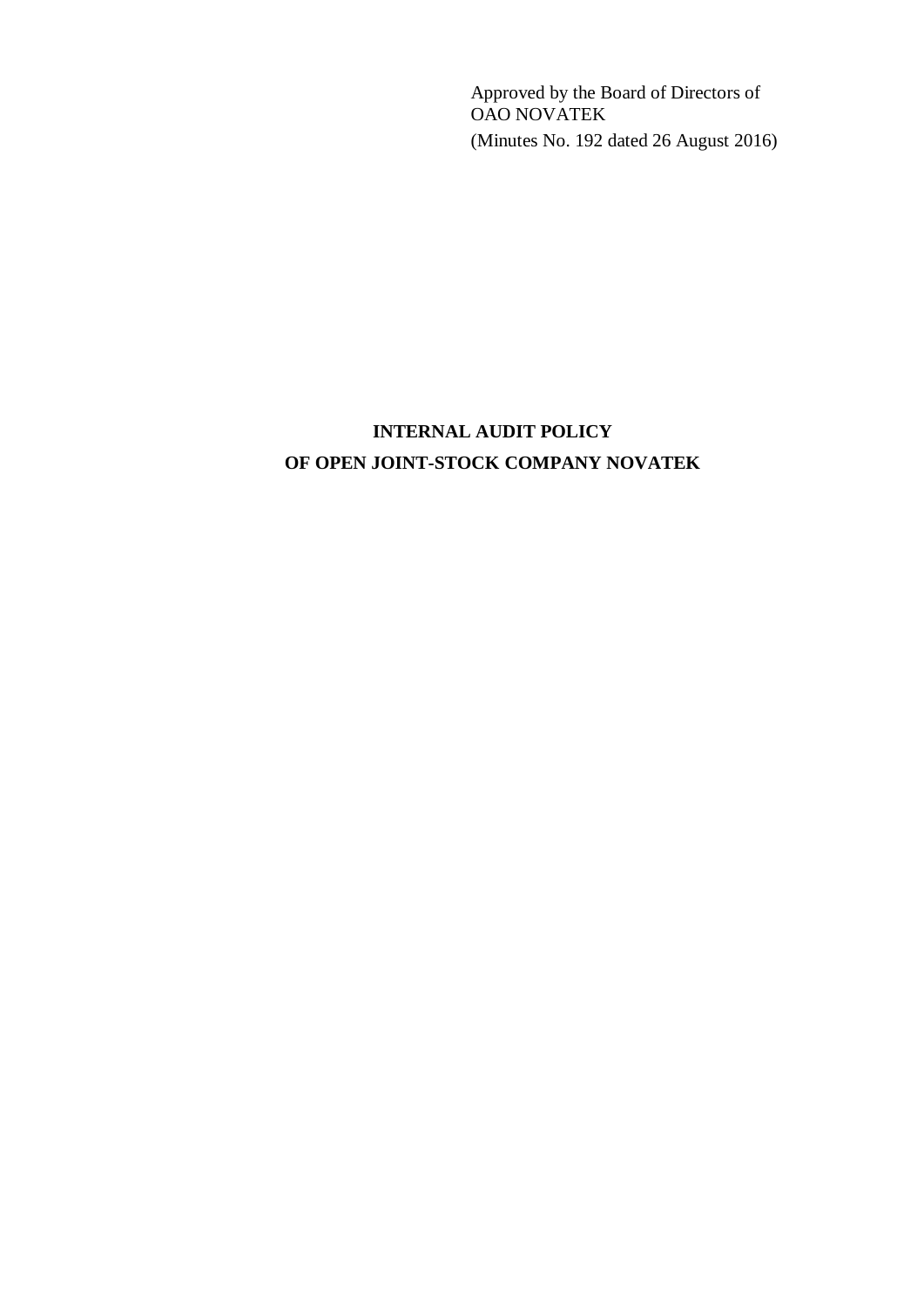Approved by the Board of Directors of OAO NOVATEK
(Minutes No. 192 dated 26 August 2016)

# INTERNAL AUDIT POLICY
# OF OPEN JOINT-STOCK COMPANY NOVATEK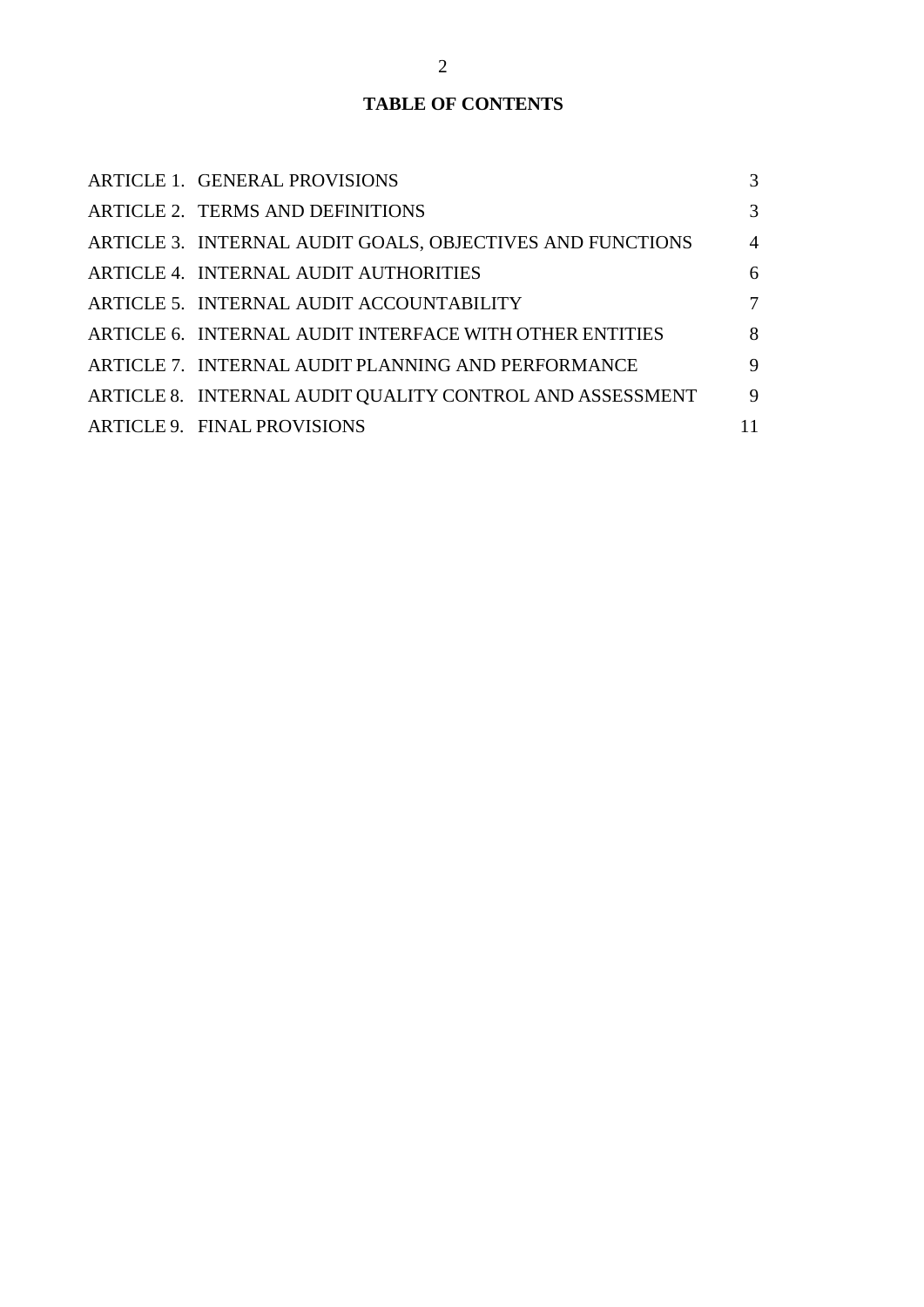**TABLE OF CONTENTS**

| | | |
|---|---|---|
| ARTICLE 1. | GENERAL PROVISIONS | 3 |
| ARTICLE 2. | TERMS AND DEFINITIONS | 3 |
| ARTICLE 3. | INTERNAL AUDIT GOALS, OBJECTIVES AND FUNCTIONS | 4 |
| ARTICLE 4. | INTERNAL AUDIT AUTHORITIES | 6 |
| ARTICLE 5. | INTERNAL AUDIT ACCOUNTABILITY | 7 |
| ARTICLE 6. | INTERNAL AUDIT INTERFACE WITH OTHER ENTITIES | 8 |
| ARTICLE 7. | INTERNAL AUDIT PLANNING AND PERFORMANCE | 9 |
| ARTICLE 8. | INTERNAL AUDIT QUALITY CONTROL AND ASSESSMENT | 9 |
| ARTICLE 9. | FINAL PROVISIONS | 11 |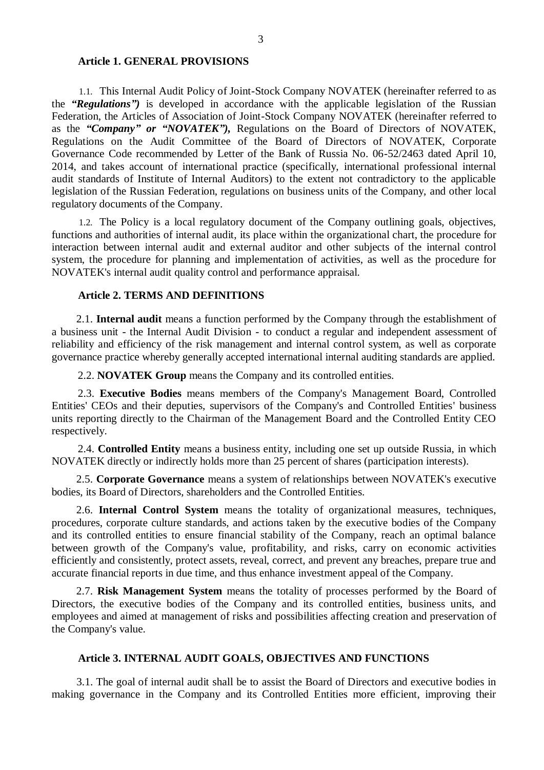## Article 1. GENERAL PROVISIONS

1.1. This Internal Audit Policy of Joint-Stock Company NOVATEK (hereinafter referred to as the ***"Regulations")*** is developed in accordance with the applicable legislation of the Russian Federation, the Articles of Association of Joint-Stock Company NOVATEK (hereinafter referred to as the ***"Company" or "NOVATEK"),*** Regulations on the Board of Directors of NOVATEK, Regulations on the Audit Committee of the Board of Directors of NOVATEK, Corporate Governance Code recommended by Letter of the Bank of Russia No. 06-52/2463 dated April 10, 2014, and takes account of international practice (specifically, international professional internal audit standards of Institute of Internal Auditors) to the extent not contradictory to the applicable legislation of the Russian Federation, regulations on business units of the Company, and other local regulatory documents of the Company.

1.2. The Policy is a local regulatory document of the Company outlining goals, objectives, functions and authorities of internal audit, its place within the organizational chart, the procedure for interaction between internal audit and external auditor and other subjects of the internal control system, the procedure for planning and implementation of activities, as well as the procedure for NOVATEK's internal audit quality control and performance appraisal.

## Article 2. TERMS AND DEFINITIONS

2.1. **Internal audit** means a function performed by the Company through the establishment of a business unit - the Internal Audit Division - to conduct a regular and independent assessment of reliability and efficiency of the risk management and internal control system, as well as corporate governance practice whereby generally accepted international internal auditing standards are applied.

2.2. **NOVATEK Group** means the Company and its controlled entities.

2.3. **Executive Bodies** means members of the Company's Management Board, Controlled Entities' CEOs and their deputies, supervisors of the Company's and Controlled Entities' business units reporting directly to the Chairman of the Management Board and the Controlled Entity CEO respectively.

2.4. **Controlled Entity** means a business entity, including one set up outside Russia, in which NOVATEK directly or indirectly holds more than 25 percent of shares (participation interests).

2.5. **Corporate Governance** means a system of relationships between NOVATEK's executive bodies, its Board of Directors, shareholders and the Controlled Entities.

2.6. **Internal Control System** means the totality of organizational measures, techniques, procedures, corporate culture standards, and actions taken by the executive bodies of the Company and its controlled entities to ensure financial stability of the Company, reach an optimal balance between growth of the Company's value, profitability, and risks, carry on economic activities efficiently and consistently, protect assets, reveal, correct, and prevent any breaches, prepare true and accurate financial reports in due time, and thus enhance investment appeal of the Company.

2.7. **Risk Management System** means the totality of processes performed by the Board of Directors, the executive bodies of the Company and its controlled entities, business units, and employees and aimed at management of risks and possibilities affecting creation and preservation of the Company's value.

## Article 3. INTERNAL AUDIT GOALS, OBJECTIVES AND FUNCTIONS

3.1. The goal of internal audit shall be to assist the Board of Directors and executive bodies in making governance in the Company and its Controlled Entities more efficient, improving their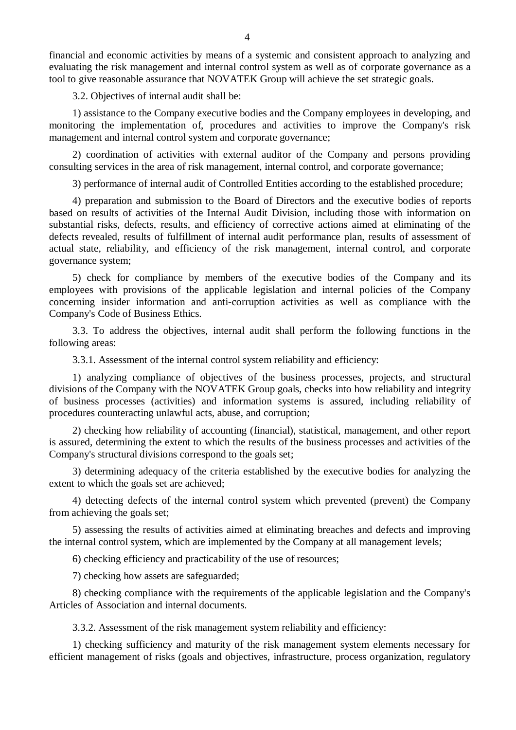financial and economic activities by means of a systemic and consistent approach to analyzing and evaluating the risk management and internal control system as well as of corporate governance as a tool to give reasonable assurance that NOVATEK Group will achieve the set strategic goals.

3.2. Objectives of internal audit shall be:

1) assistance to the Company executive bodies and the Company employees in developing, and monitoring the implementation of, procedures and activities to improve the Company's risk management and internal control system and corporate governance;

2) coordination of activities with external auditor of the Company and persons providing consulting services in the area of risk management, internal control, and corporate governance;

3) performance of internal audit of Controlled Entities according to the established procedure;

4) preparation and submission to the Board of Directors and the executive bodies of reports based on results of activities of the Internal Audit Division, including those with information on substantial risks, defects, results, and efficiency of corrective actions aimed at eliminating of the defects revealed, results of fulfillment of internal audit performance plan, results of assessment of actual state, reliability, and efficiency of the risk management, internal control, and corporate governance system;

5) check for compliance by members of the executive bodies of the Company and its employees with provisions of the applicable legislation and internal policies of the Company concerning insider information and anti-corruption activities as well as compliance with the Company's Code of Business Ethics.

3.3. To address the objectives, internal audit shall perform the following functions in the following areas:

3.3.1. Assessment of the internal control system reliability and efficiency:

1) analyzing compliance of objectives of the business processes, projects, and structural divisions of the Company with the NOVATEK Group goals, checks into how reliability and integrity of business processes (activities) and information systems is assured, including reliability of procedures counteracting unlawful acts, abuse, and corruption;

2) checking how reliability of accounting (financial), statistical, management, and other report is assured, determining the extent to which the results of the business processes and activities of the Company's structural divisions correspond to the goals set;

3) determining adequacy of the criteria established by the executive bodies for analyzing the extent to which the goals set are achieved;

4) detecting defects of the internal control system which prevented (prevent) the Company from achieving the goals set;

5) assessing the results of activities aimed at eliminating breaches and defects and improving the internal control system, which are implemented by the Company at all management levels;

6) checking efficiency and practicability of the use of resources;

7) checking how assets are safeguarded;

8) checking compliance with the requirements of the applicable legislation and the Company's Articles of Association and internal documents.

3.3.2. Assessment of the risk management system reliability and efficiency:

1) checking sufficiency and maturity of the risk management system elements necessary for efficient management of risks (goals and objectives, infrastructure, process organization, regulatory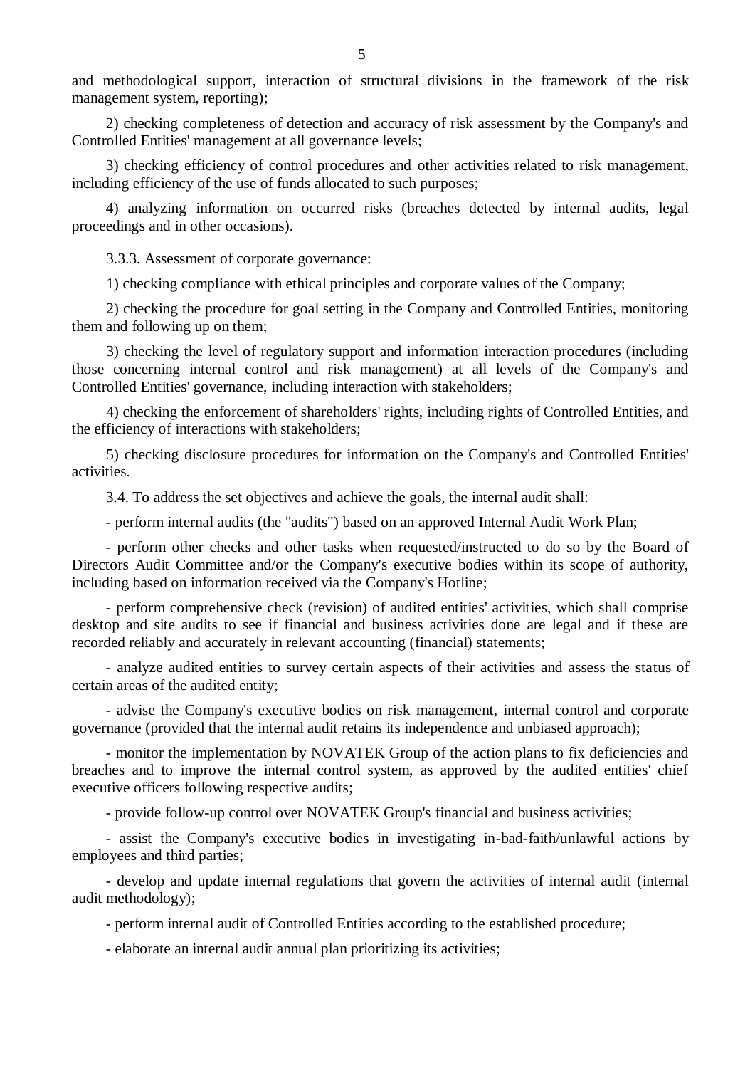and methodological support, interaction of structural divisions in the framework of the risk management system, reporting);

2) checking completeness of detection and accuracy of risk assessment by the Company's and Controlled Entities' management at all governance levels;

3) checking efficiency of control procedures and other activities related to risk management, including efficiency of the use of funds allocated to such purposes;

4) analyzing information on occurred risks (breaches detected by internal audits, legal proceedings and in other occasions).

3.3.3. Assessment of corporate governance:

1) checking compliance with ethical principles and corporate values of the Company;

2) checking the procedure for goal setting in the Company and Controlled Entities, monitoring them and following up on them;

3) checking the level of regulatory support and information interaction procedures (including those concerning internal control and risk management) at all levels of the Company's and Controlled Entities' governance, including interaction with stakeholders;

4) checking the enforcement of shareholders' rights, including rights of Controlled Entities, and the efficiency of interactions with stakeholders;

5) checking disclosure procedures for information on the Company's and Controlled Entities' activities.

3.4. To address the set objectives and achieve the goals, the internal audit shall:

- perform internal audits (the "audits") based on an approved Internal Audit Work Plan;

- perform other checks and other tasks when requested/instructed to do so by the Board of Directors Audit Committee and/or the Company's executive bodies within its scope of authority, including based on information received via the Company's Hotline;

- perform comprehensive check (revision) of audited entities' activities, which shall comprise desktop and site audits to see if financial and business activities done are legal and if these are recorded reliably and accurately in relevant accounting (financial) statements;

- analyze audited entities to survey certain aspects of their activities and assess the status of certain areas of the audited entity;

- advise the Company's executive bodies on risk management, internal control and corporate governance (provided that the internal audit retains its independence and unbiased approach);

- monitor the implementation by NOVATEK Group of the action plans to fix deficiencies and breaches and to improve the internal control system, as approved by the audited entities' chief executive officers following respective audits;

- provide follow-up control over NOVATEK Group's financial and business activities;

- assist the Company's executive bodies in investigating in-bad-faith/unlawful actions by employees and third parties;

- develop and update internal regulations that govern the activities of internal audit (internal audit methodology);

- perform internal audit of Controlled Entities according to the established procedure;

- elaborate an internal audit annual plan prioritizing its activities;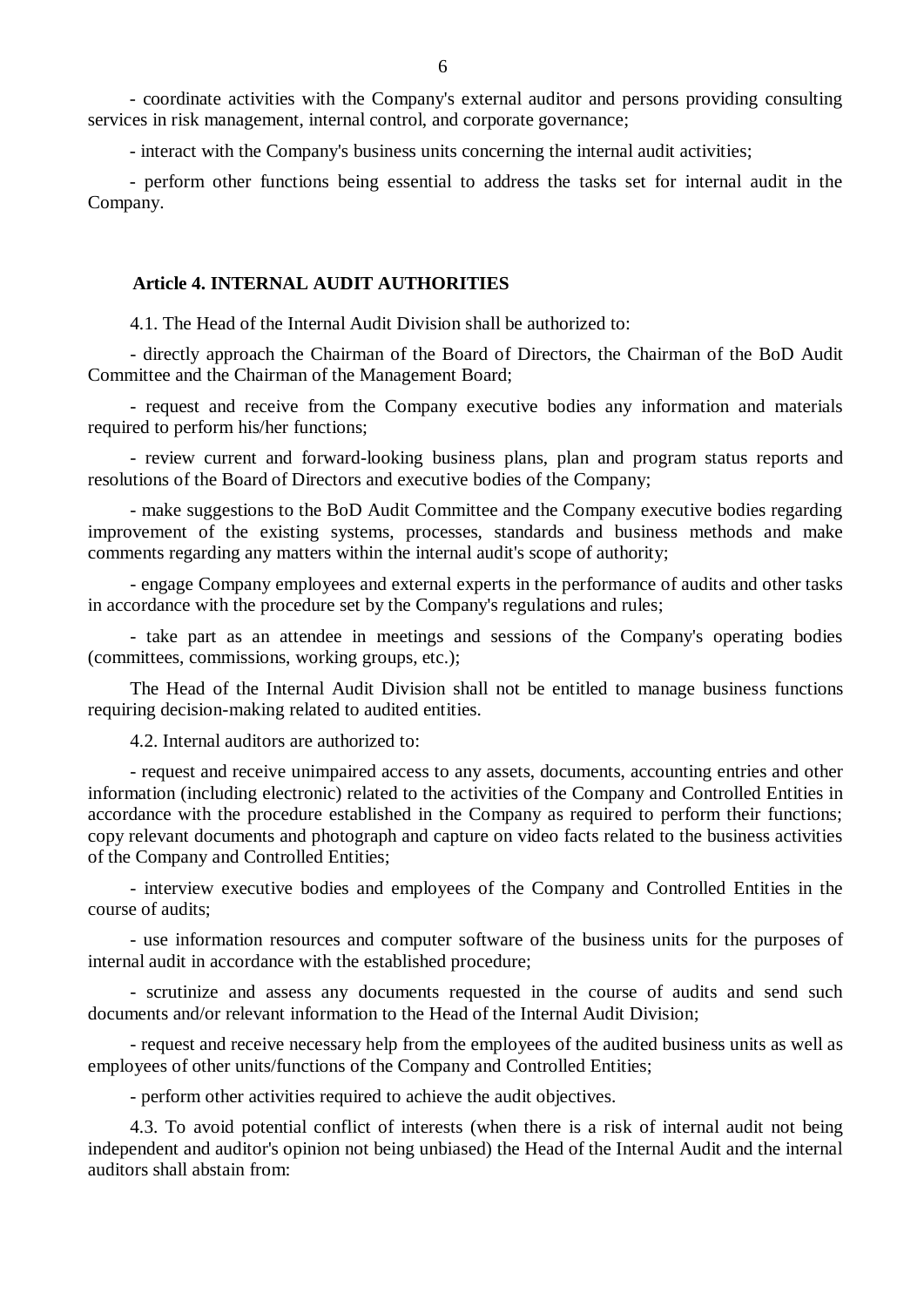- coordinate activities with the Company's external auditor and persons providing consulting services in risk management, internal control, and corporate governance;

- interact with the Company's business units concerning the internal audit activities;

- perform other functions being essential to address the tasks set for internal audit in the Company.

## Article 4. INTERNAL AUDIT AUTHORITIES

4.1. The Head of the Internal Audit Division shall be authorized to:

- directly approach the Chairman of the Board of Directors, the Chairman of the BoD Audit Committee and the Chairman of the Management Board;

- request and receive from the Company executive bodies any information and materials required to perform his/her functions;

- review current and forward-looking business plans, plan and program status reports and resolutions of the Board of Directors and executive bodies of the Company;

- make suggestions to the BoD Audit Committee and the Company executive bodies regarding improvement of the existing systems, processes, standards and business methods and make comments regarding any matters within the internal audit's scope of authority;

- engage Company employees and external experts in the performance of audits and other tasks in accordance with the procedure set by the Company's regulations and rules;

- take part as an attendee in meetings and sessions of the Company's operating bodies (committees, commissions, working groups, etc.);

The Head of the Internal Audit Division shall not be entitled to manage business functions requiring decision-making related to audited entities.

4.2. Internal auditors are authorized to:

- request and receive unimpaired access to any assets, documents, accounting entries and other information (including electronic) related to the activities of the Company and Controlled Entities in accordance with the procedure established in the Company as required to perform their functions; copy relevant documents and photograph and capture on video facts related to the business activities of the Company and Controlled Entities;

- interview executive bodies and employees of the Company and Controlled Entities in the course of audits;

- use information resources and computer software of the business units for the purposes of internal audit in accordance with the established procedure;

- scrutinize and assess any documents requested in the course of audits and send such documents and/or relevant information to the Head of the Internal Audit Division;

- request and receive necessary help from the employees of the audited business units as well as employees of other units/functions of the Company and Controlled Entities;

- perform other activities required to achieve the audit objectives.

4.3. To avoid potential conflict of interests (when there is a risk of internal audit not being independent and auditor's opinion not being unbiased) the Head of the Internal Audit and the internal auditors shall abstain from: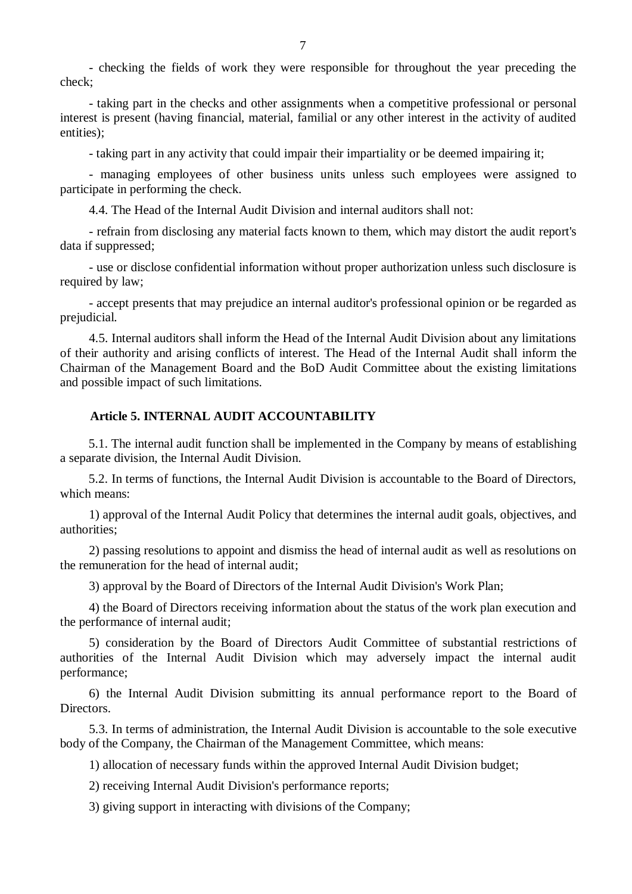- checking the fields of work they were responsible for throughout the year preceding the check;

- taking part in the checks and other assignments when a competitive professional or personal interest is present (having financial, material, familial or any other interest in the activity of audited entities);

- taking part in any activity that could impair their impartiality or be deemed impairing it;

- managing employees of other business units unless such employees were assigned to participate in performing the check.

4.4. The Head of the Internal Audit Division and internal auditors shall not:

- refrain from disclosing any material facts known to them, which may distort the audit report's data if suppressed;

- use or disclose confidential information without proper authorization unless such disclosure is required by law;

- accept presents that may prejudice an internal auditor's professional opinion or be regarded as prejudicial.

4.5. Internal auditors shall inform the Head of the Internal Audit Division about any limitations of their authority and arising conflicts of interest. The Head of the Internal Audit shall inform the Chairman of the Management Board and the BoD Audit Committee about the existing limitations and possible impact of such limitations.

## Article 5. INTERNAL AUDIT ACCOUNTABILITY

5.1. The internal audit function shall be implemented in the Company by means of establishing a separate division, the Internal Audit Division.

5.2. In terms of functions, the Internal Audit Division is accountable to the Board of Directors, which means:

1) approval of the Internal Audit Policy that determines the internal audit goals, objectives, and authorities;

2) passing resolutions to appoint and dismiss the head of internal audit as well as resolutions on the remuneration for the head of internal audit;

3) approval by the Board of Directors of the Internal Audit Division's Work Plan;

4) the Board of Directors receiving information about the status of the work plan execution and the performance of internal audit;

5) consideration by the Board of Directors Audit Committee of substantial restrictions of authorities of the Internal Audit Division which may adversely impact the internal audit performance;

6) the Internal Audit Division submitting its annual performance report to the Board of Directors.

5.3. In terms of administration, the Internal Audit Division is accountable to the sole executive body of the Company, the Chairman of the Management Committee, which means:

1) allocation of necessary funds within the approved Internal Audit Division budget;

2) receiving Internal Audit Division's performance reports;

3) giving support in interacting with divisions of the Company;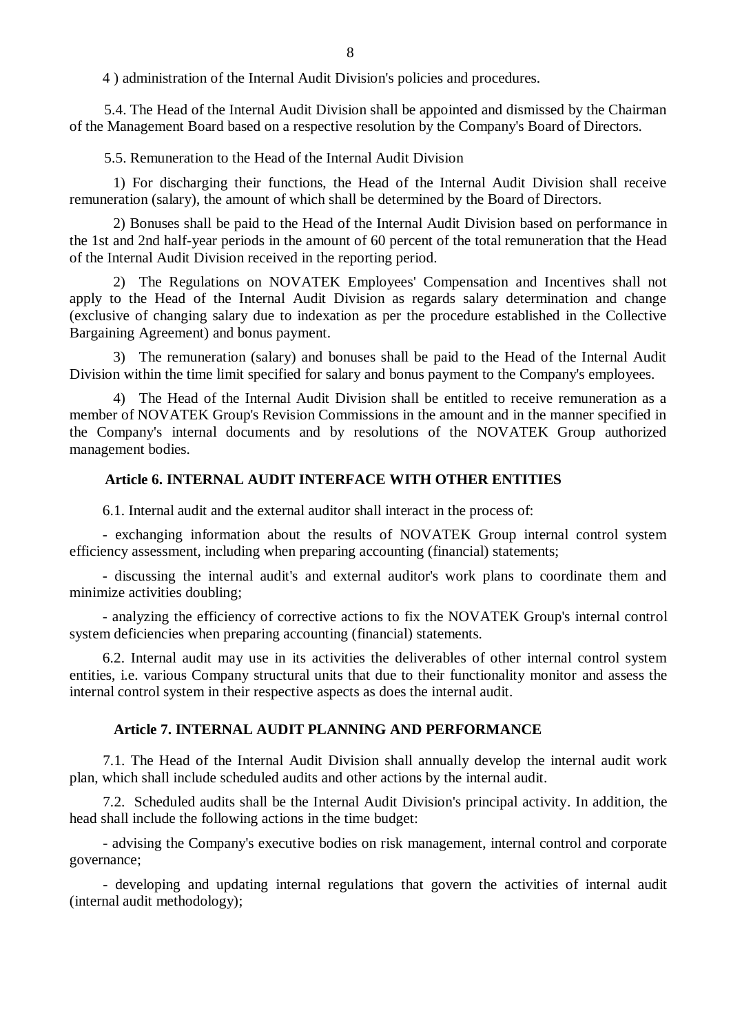4 ) administration of the Internal Audit Division's policies and procedures.

5.4. The Head of the Internal Audit Division shall be appointed and dismissed by the Chairman of the Management Board based on a respective resolution by the Company's Board of Directors.

5.5. Remuneration to the Head of the Internal Audit Division

1) For discharging their functions, the Head of the Internal Audit Division shall receive remuneration (salary), the amount of which shall be determined by the Board of Directors.

2) Bonuses shall be paid to the Head of the Internal Audit Division based on performance in the 1st and 2nd half-year periods in the amount of 60 percent of the total remuneration that the Head of the Internal Audit Division received in the reporting period.

2) The Regulations on NOVATEK Employees' Compensation and Incentives shall not apply to the Head of the Internal Audit Division as regards salary determination and change (exclusive of changing salary due to indexation as per the procedure established in the Collective Bargaining Agreement) and bonus payment.

3) The remuneration (salary) and bonuses shall be paid to the Head of the Internal Audit Division within the time limit specified for salary and bonus payment to the Company's employees.

4) The Head of the Internal Audit Division shall be entitled to receive remuneration as a member of NOVATEK Group's Revision Commissions in the amount and in the manner specified in the Company's internal documents and by resolutions of the NOVATEK Group authorized management bodies.

## Article 6. INTERNAL AUDIT INTERFACE WITH OTHER ENTITIES

6.1. Internal audit and the external auditor shall interact in the process of:

- exchanging information about the results of NOVATEK Group internal control system efficiency assessment, including when preparing accounting (financial) statements;

- discussing the internal audit's and external auditor's work plans to coordinate them and minimize activities doubling;

- analyzing the efficiency of corrective actions to fix the NOVATEK Group's internal control system deficiencies when preparing accounting (financial) statements.

6.2. Internal audit may use in its activities the deliverables of other internal control system entities, i.e. various Company structural units that due to their functionality monitor and assess the internal control system in their respective aspects as does the internal audit.

## Article 7. INTERNAL AUDIT PLANNING AND PERFORMANCE

7.1. The Head of the Internal Audit Division shall annually develop the internal audit work plan, which shall include scheduled audits and other actions by the internal audit.

7.2. Scheduled audits shall be the Internal Audit Division's principal activity. In addition, the head shall include the following actions in the time budget:

- advising the Company's executive bodies on risk management, internal control and corporate governance;

- developing and updating internal regulations that govern the activities of internal audit (internal audit methodology);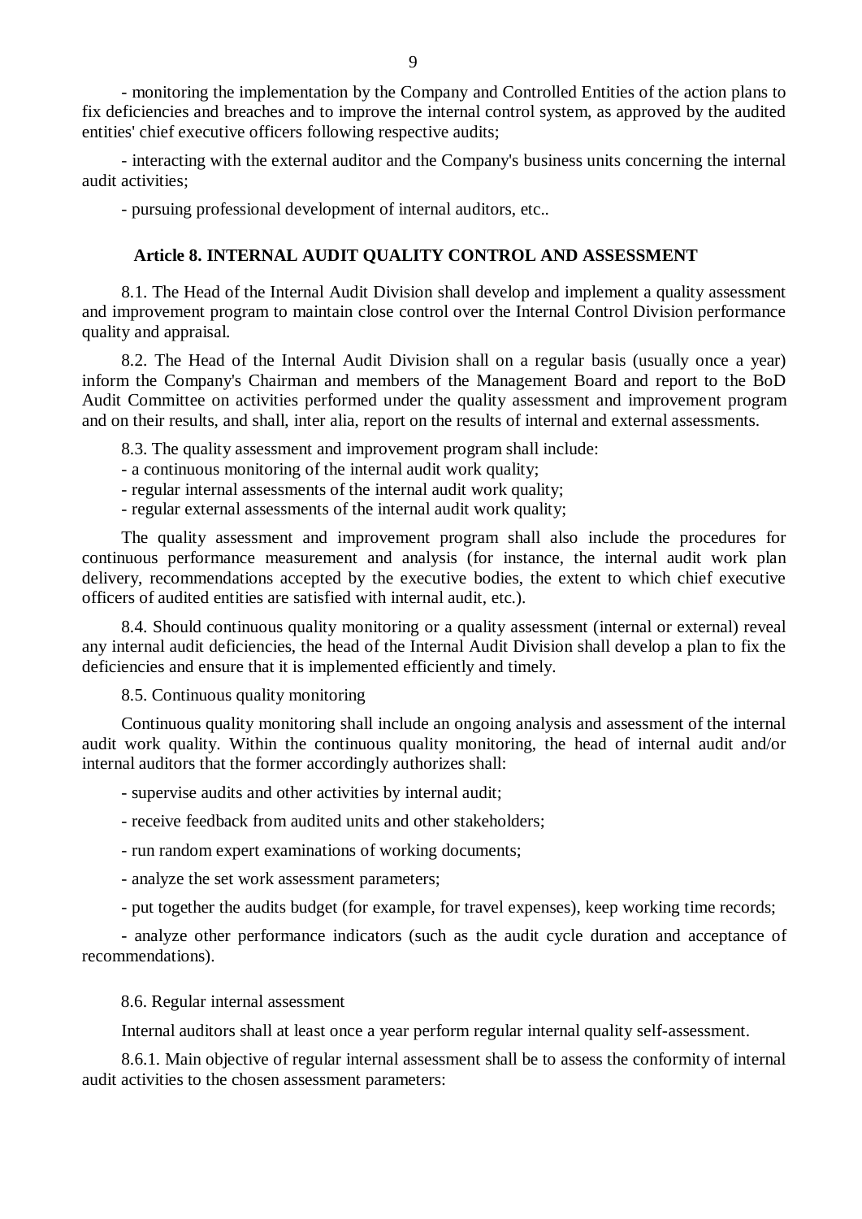- monitoring the implementation by the Company and Controlled Entities of the action plans to fix deficiencies and breaches and to improve the internal control system, as approved by the audited entities' chief executive officers following respective audits;

- interacting with the external auditor and the Company's business units concerning the internal audit activities;

- pursuing professional development of internal auditors, etc..

## Article 8. INTERNAL AUDIT QUALITY CONTROL AND ASSESSMENT

8.1. The Head of the Internal Audit Division shall develop and implement a quality assessment and improvement program to maintain close control over the Internal Control Division performance quality and appraisal.

8.2. The Head of the Internal Audit Division shall on a regular basis (usually once a year) inform the Company's Chairman and members of the Management Board and report to the BoD Audit Committee on activities performed under the quality assessment and improvement program and on their results, and shall, inter alia, report on the results of internal and external assessments.

8.3. The quality assessment and improvement program shall include:

- a continuous monitoring of the internal audit work quality;
- regular internal assessments of the internal audit work quality;
- regular external assessments of the internal audit work quality;

The quality assessment and improvement program shall also include the procedures for continuous performance measurement and analysis (for instance, the internal audit work plan delivery, recommendations accepted by the executive bodies, the extent to which chief executive officers of audited entities are satisfied with internal audit, etc.).

8.4. Should continuous quality monitoring or a quality assessment (internal or external) reveal any internal audit deficiencies, the head of the Internal Audit Division shall develop a plan to fix the deficiencies and ensure that it is implemented efficiently and timely.

8.5. Continuous quality monitoring

Continuous quality monitoring shall include an ongoing analysis and assessment of the internal audit work quality. Within the continuous quality monitoring, the head of internal audit and/or internal auditors that the former accordingly authorizes shall:

- supervise audits and other activities by internal audit;

- receive feedback from audited units and other stakeholders;

- run random expert examinations of working documents;

- analyze the set work assessment parameters;

- put together the audits budget (for example, for travel expenses), keep working time records;

- analyze other performance indicators (such as the audit cycle duration and acceptance of recommendations).

8.6. Regular internal assessment

Internal auditors shall at least once a year perform regular internal quality self-assessment.

8.6.1. Main objective of regular internal assessment shall be to assess the conformity of internal audit activities to the chosen assessment parameters: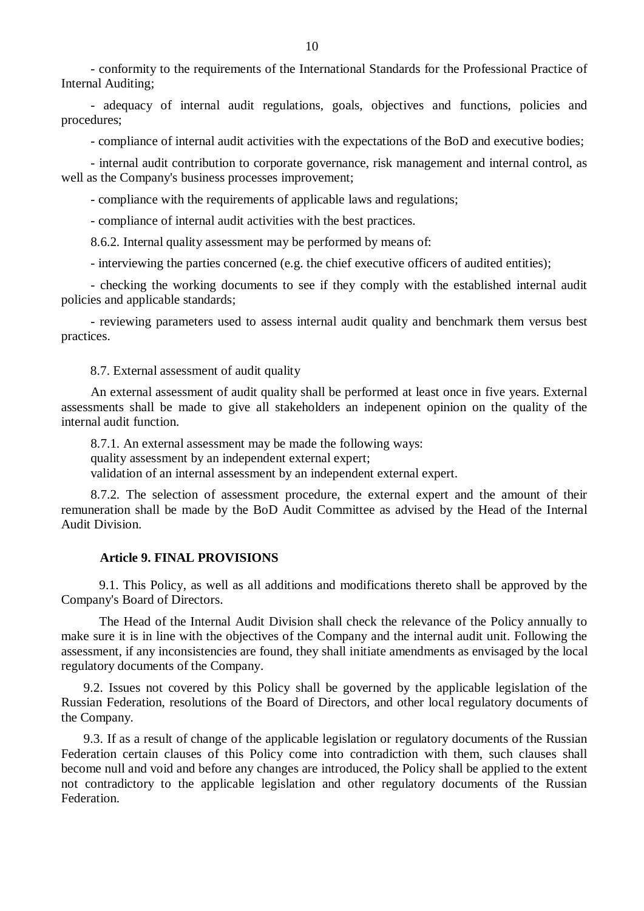- conformity to the requirements of the International Standards for the Professional Practice of Internal Auditing;

- adequacy of internal audit regulations, goals, objectives and functions, policies and procedures;

- compliance of internal audit activities with the expectations of the BoD and executive bodies;

- internal audit contribution to corporate governance, risk management and internal control, as well as the Company's business processes improvement;

- compliance with the requirements of applicable laws and regulations;

- compliance of internal audit activities with the best practices.

8.6.2. Internal quality assessment may be performed by means of:

- interviewing the parties concerned (e.g. the chief executive officers of audited entities);

- checking the working documents to see if they comply with the established internal audit policies and applicable standards;

- reviewing parameters used to assess internal audit quality and benchmark them versus best practices.

8.7. External assessment of audit quality

An external assessment of audit quality shall be performed at least once in five years. External assessments shall be made to give all stakeholders an indepenent opinion on the quality of the internal audit function.

8.7.1. An external assessment may be made the following ways:

quality assessment by an independent external expert;

validation of an internal assessment by an independent external expert.

8.7.2. The selection of assessment procedure, the external expert and the amount of their remuneration shall be made by the BoD Audit Committee as advised by the Head of the Internal Audit Division.

## Article 9. FINAL PROVISIONS

9.1. This Policy, as well as all additions and modifications thereto shall be approved by the Company's Board of Directors.

The Head of the Internal Audit Division shall check the relevance of the Policy annually to make sure it is in line with the objectives of the Company and the internal audit unit. Following the assessment, if any inconsistencies are found, they shall initiate amendments as envisaged by the local regulatory documents of the Company.

9.2. Issues not covered by this Policy shall be governed by the applicable legislation of the Russian Federation, resolutions of the Board of Directors, and other local regulatory documents of the Company.

9.3. If as a result of change of the applicable legislation or regulatory documents of the Russian Federation certain clauses of this Policy come into contradiction with them, such clauses shall become null and void and before any changes are introduced, the Policy shall be applied to the extent not contradictory to the applicable legislation and other regulatory documents of the Russian Federation.